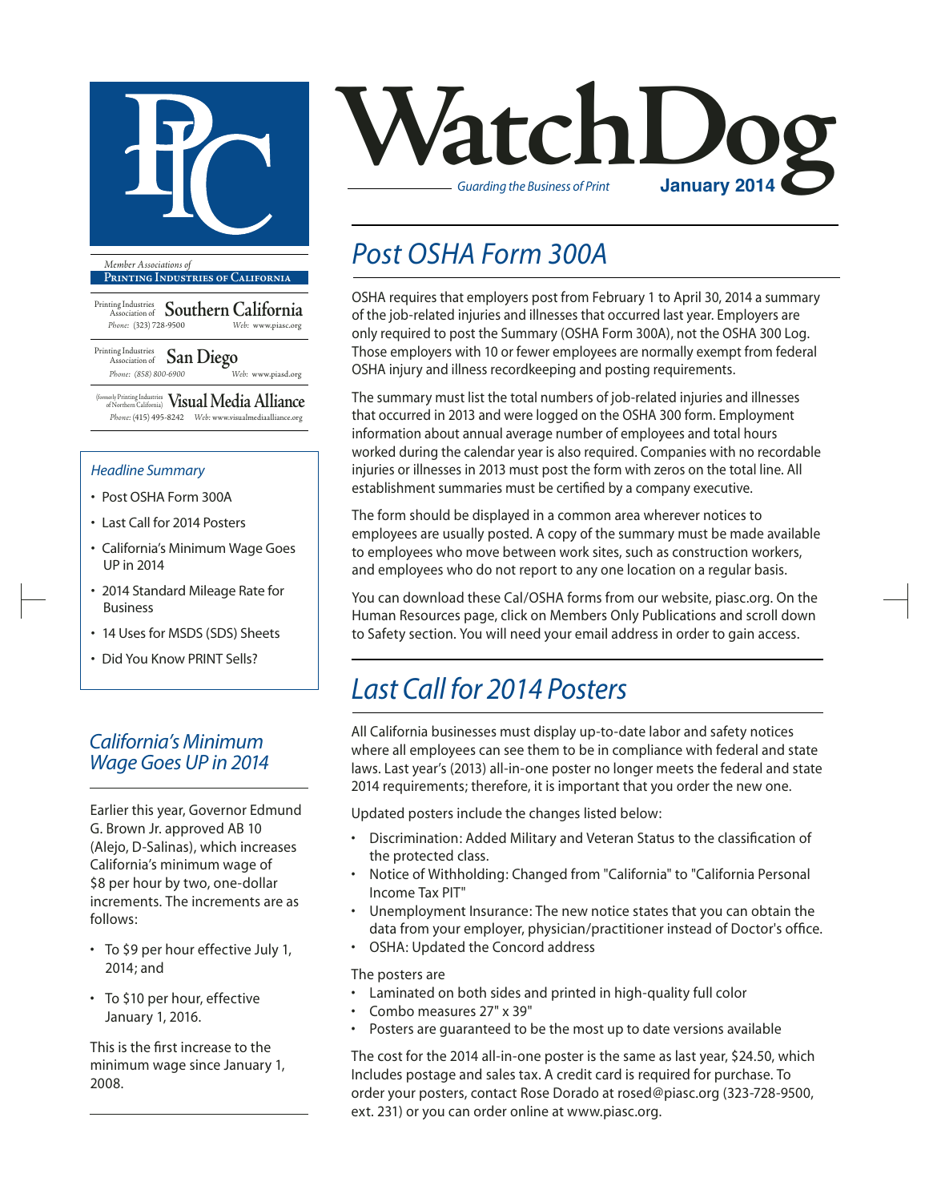# WatchDog

*Guarding the Business of Print*

**January 2014**

*Member Associations of*

**Printing Industries of California**

Printing Industries Association of **Southern California**
Phone: (323) 728-9500 Web: www.piasc.org

Printing Industries Association of **San Diego**
Phone: (858) 800-6900 Web: www.piasd.org

(formerly Printing Industries of Northern California) **Visual Media Alliance**
Phone: (415) 495-8242 Web: www.visualmediaalliance.org

### *Headline Summary*

- Post OSHA Form 300A
- Last Call for 2014 Posters
- California's Minimum Wage Goes UP in 2014
- 2014 Standard Mileage Rate for Business
- 14 Uses for MSDS (SDS) Sheets
- Did You Know PRINT Sells?

## *Post OSHA Form 300A*

OSHA requires that employers post from February 1 to April 30, 2014 a summary of the job-related injuries and illnesses that occurred last year. Employers are only required to post the Summary (OSHA Form 300A), not the OSHA 300 Log. Those employers with 10 or fewer employees are normally exempt from federal OSHA injury and illness recordkeeping and posting requirements.

The summary must list the total numbers of job-related injuries and illnesses that occurred in 2013 and were logged on the OSHA 300 form. Employment information about annual average number of employees and total hours worked during the calendar year is also required. Companies with no recordable injuries or illnesses in 2013 must post the form with zeros on the total line. All establishment summaries must be certified by a company executive.

The form should be displayed in a common area wherever notices to employees are usually posted. A copy of the summary must be made available to employees who move between work sites, such as construction workers, and employees who do not report to any one location on a regular basis.

You can download these Cal/OSHA forms from our website, piasc.org. On the Human Resources page, click on Members Only Publications and scroll down to Safety section. You will need your email address in order to gain access.

## *Last Call for 2014 Posters*

All California businesses must display up-to-date labor and safety notices where all employees can see them to be in compliance with federal and state laws. Last year's (2013) all-in-one poster no longer meets the federal and state 2014 requirements; therefore, it is important that you order the new one.

Updated posters include the changes listed below:

- Discrimination: Added Military and Veteran Status to the classification of the protected class.
- Notice of Withholding: Changed from "California" to "California Personal Income Tax PIT"
- Unemployment Insurance: The new notice states that you can obtain the data from your employer, physician/practitioner instead of Doctor's office.
- OSHA: Updated the Concord address

The posters are

- Laminated on both sides and printed in high-quality full color
- Combo measures 27" x 39"
- Posters are guaranteed to be the most up to date versions available

The cost for the 2014 all-in-one poster is the same as last year, $24.50, which Includes postage and sales tax. A credit card is required for purchase. To order your posters, contact Rose Dorado at rosed@piasc.org (323-728-9500, ext. 231) or you can order online at www.piasc.org.

## *California's Minimum Wage Goes UP in 2014*

Earlier this year, Governor Edmund G. Brown Jr. approved AB 10 (Alejo, D-Salinas), which increases California's minimum wage of $8 per hour by two, one-dollar increments. The increments are as follows:

- To $9 per hour effective July 1, 2014; and
- To $10 per hour, effective January 1, 2016.

This is the first increase to the minimum wage since January 1, 2008.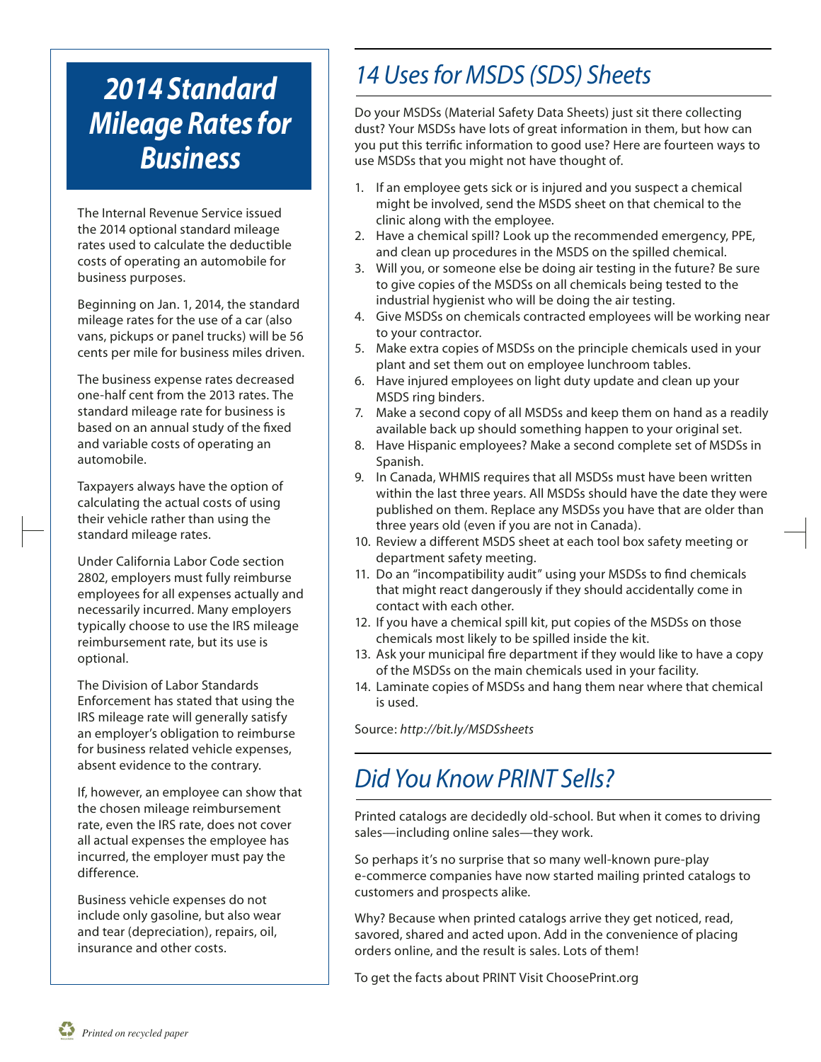## 2014 Standard Mileage Rates for Business

The Internal Revenue Service issued the 2014 optional standard mileage rates used to calculate the deductible costs of operating an automobile for business purposes.

Beginning on Jan. 1, 2014, the standard mileage rates for the use of a car (also vans, pickups or panel trucks) will be 56 cents per mile for business miles driven.

The business expense rates decreased one-half cent from the 2013 rates. The standard mileage rate for business is based on an annual study of the fixed and variable costs of operating an automobile.

Taxpayers always have the option of calculating the actual costs of using their vehicle rather than using the standard mileage rates.

Under California Labor Code section 2802, employers must fully reimburse employees for all expenses actually and necessarily incurred. Many employers typically choose to use the IRS mileage reimbursement rate, but its use is optional.

The Division of Labor Standards Enforcement has stated that using the IRS mileage rate will generally satisfy an employer's obligation to reimburse for business related vehicle expenses, absent evidence to the contrary.

If, however, an employee can show that the chosen mileage reimbursement rate, even the IRS rate, does not cover all actual expenses the employee has incurred, the employer must pay the difference.

Business vehicle expenses do not include only gasoline, but also wear and tear (depreciation), repairs, oil, insurance and other costs.

## 14 Uses for MSDS (SDS) Sheets

Do your MSDSs (Material Safety Data Sheets) just sit there collecting dust? Your MSDSs have lots of great information in them, but how can you put this terrific information to good use? Here are fourteen ways to use MSDSs that you might not have thought of.

1. If an employee gets sick or is injured and you suspect a chemical might be involved, send the MSDS sheet on that chemical to the clinic along with the employee.
2. Have a chemical spill? Look up the recommended emergency, PPE, and clean up procedures in the MSDS on the spilled chemical.
3. Will you, or someone else be doing air testing in the future? Be sure to give copies of the MSDSs on all chemicals being tested to the industrial hygienist who will be doing the air testing.
4. Give MSDSs on chemicals contracted employees will be working near to your contractor.
5. Make extra copies of MSDSs on the principle chemicals used in your plant and set them out on employee lunchroom tables.
6. Have injured employees on light duty update and clean up your MSDS ring binders.
7. Make a second copy of all MSDSs and keep them on hand as a readily available back up should something happen to your original set.
8. Have Hispanic employees? Make a second complete set of MSDSs in Spanish.
9. In Canada, WHMIS requires that all MSDSs must have been written within the last three years. All MSDSs should have the date they were published on them. Replace any MSDSs you have that are older than three years old (even if you are not in Canada).
10. Review a different MSDS sheet at each tool box safety meeting or department safety meeting.
11. Do an "incompatibility audit" using your MSDSs to find chemicals that might react dangerously if they should accidentally come in contact with each other.
12. If you have a chemical spill kit, put copies of the MSDSs on those chemicals most likely to be spilled inside the kit.
13. Ask your municipal fire department if they would like to have a copy of the MSDSs on the main chemicals used in your facility.
14. Laminate copies of MSDSs and hang them near where that chemical is used.

Source: *http://bit.ly/MSDSsheets*

## Did You Know PRINT Sells?

Printed catalogs are decidedly old-school. But when it comes to driving sales—including online sales—they work.

So perhaps it's no surprise that so many well-known pure-play e-commerce companies have now started mailing printed catalogs to customers and prospects alike.

Why? Because when printed catalogs arrive they get noticed, read, savored, shared and acted upon. Add in the convenience of placing orders online, and the result is sales. Lots of them!

To get the facts about PRINT Visit ChoosePrint.org

*Printed on recycled paper*